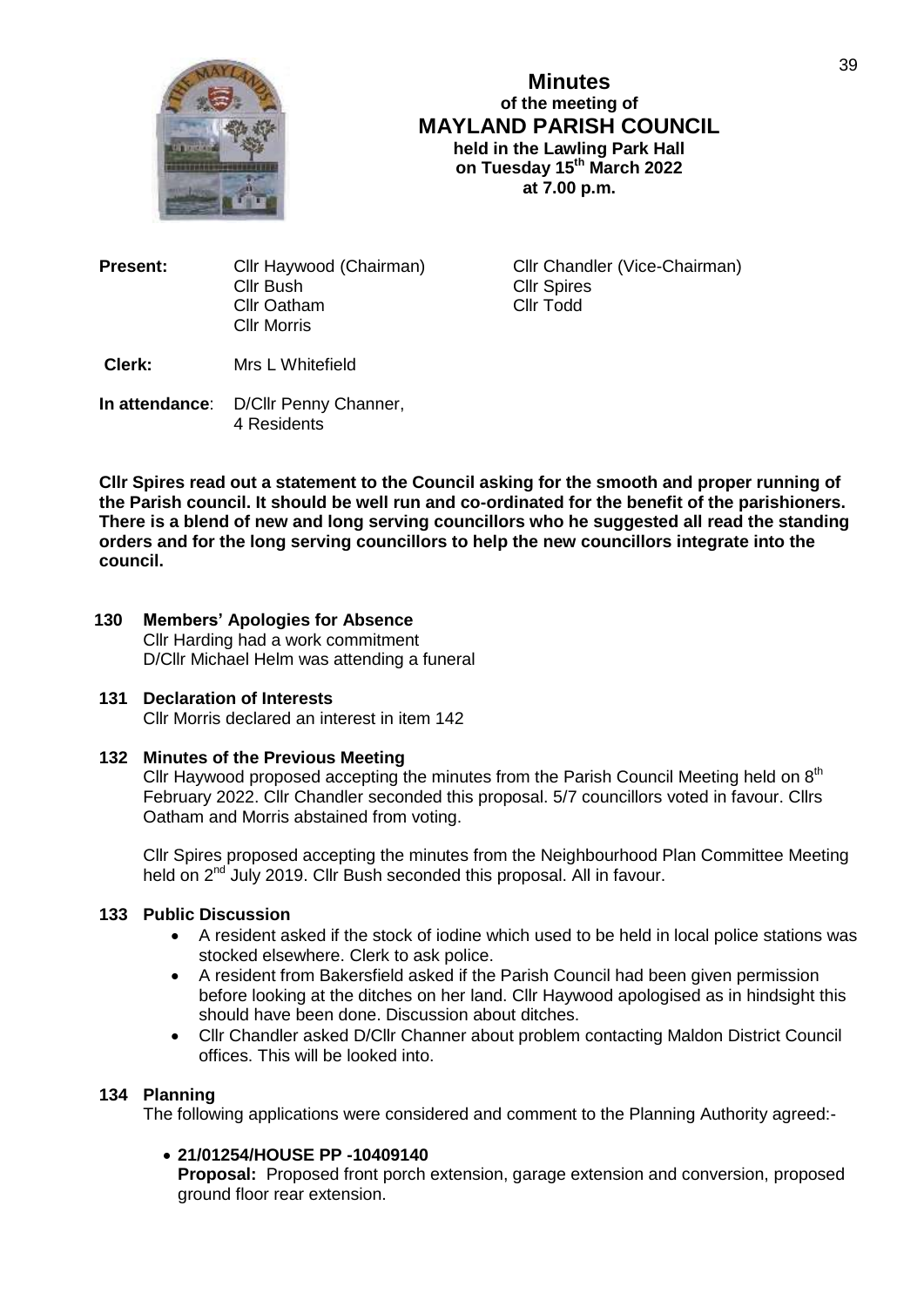# Minutes
## of the meeting of
## MAYLAND PARISH COUNCIL
**held in the Lawling Park Hall**
**on Tuesday 15th March 2022**
**at 7.00 p.m.**

**Present:** Cllr Haywood (Chairman), Cllr Chandler (Vice-Chairman), Cllr Bush, Cllr Spires, Cllr Oatham, Cllr Todd, Cllr Morris

**Clerk:** Mrs L Whitefield

**In attendance**: D/Cllr Penny Channer, 4 Residents

**Cllr Spires read out a statement to the Council asking for the smooth and proper running of the Parish council. It should be well run and co-ordinated for the benefit of the parishioners. There is a blend of new and long serving councillors who he suggested all read the standing orders and for the long serving councillors to help the new councillors integrate into the council.**

**130 Members' Apologies for Absence**

Cllr Harding had a work commitment
D/Cllr Michael Helm was attending a funeral

**131 Declaration of Interests**

Cllr Morris declared an interest in item 142

**132 Minutes of the Previous Meeting**

Cllr Haywood proposed accepting the minutes from the Parish Council Meeting held on 8th February 2022. Cllr Chandler seconded this proposal. 5/7 councillors voted in favour. Cllrs Oatham and Morris abstained from voting.

Cllr Spires proposed accepting the minutes from the Neighbourhood Plan Committee Meeting held on 2nd July 2019. Cllr Bush seconded this proposal. All in favour.

**133 Public Discussion**

- A resident asked if the stock of iodine which used to be held in local police stations was stocked elsewhere. Clerk to ask police.
- A resident from Bakersfield asked if the Parish Council had been given permission before looking at the ditches on her land. Cllr Haywood apologised as in hindsight this should have been done. Discussion about ditches.
- Cllr Chandler asked D/Cllr Channer about problem contacting Maldon District Council offices. This will be looked into.

**134 Planning**

The following applications were considered and comment to the Planning Authority agreed:-

- **21/01254/HOUSE PP -10409140**
  **Proposal:** Proposed front porch extension, garage extension and conversion, proposed ground floor rear extension.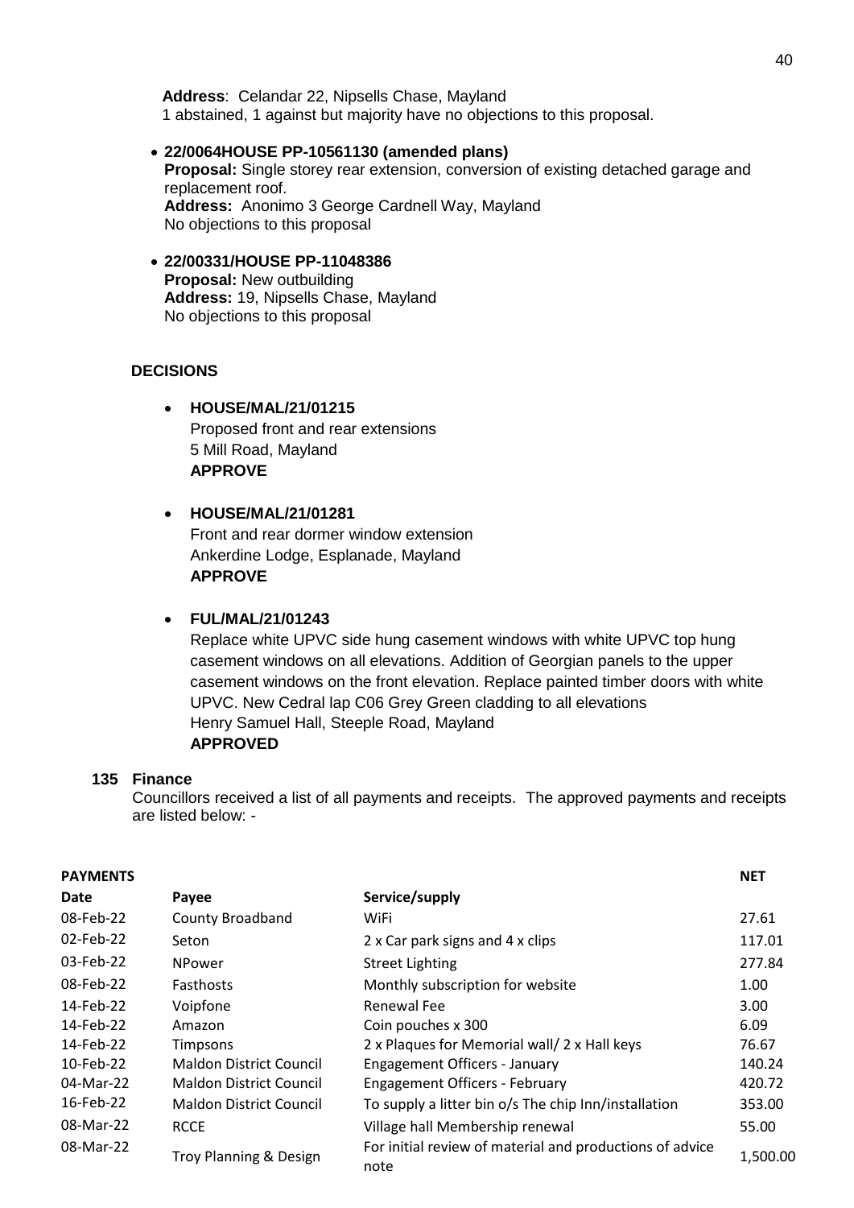**Address**: Celandar 22, Nipsells Chase, Mayland
1 abstained, 1 against but majority have no objections to this proposal.

- **22/0064HOUSE PP-10561130 (amended plans)**
  **Proposal:** Single storey rear extension, conversion of existing detached garage and replacement roof.
  **Address:** Anonimo 3 George Cardnell Way, Mayland
  No objections to this proposal

- **22/00331/HOUSE PP-11048386**
  **Proposal:** New outbuilding
  **Address:** 19, Nipsells Chase, Mayland
  No objections to this proposal

### DECISIONS

- **HOUSE/MAL/21/01215**
  Proposed front and rear extensions
  5 Mill Road, Mayland
  **APPROVE**

- **HOUSE/MAL/21/01281**
  Front and rear dormer window extension
  Ankerdine Lodge, Esplanade, Mayland
  **APPROVE**

- **FUL/MAL/21/01243**
  Replace white UPVC side hung casement windows with white UPVC top hung casement windows on all elevations. Addition of Georgian panels to the upper casement windows on the front elevation. Replace painted timber doors with white UPVC. New Cedral lap C06 Grey Green cladding to all elevations
  Henry Samuel Hall, Steeple Road, Mayland
  **APPROVED**

**135 Finance**

Councillors received a list of all payments and receipts. The approved payments and receipts are listed below: -

**PAYMENTS**

| Date | Payee | Service/supply | NET |
|---|---|---|---|
| 08-Feb-22 | County Broadband | WiFi | 27.61 |
| 02-Feb-22 | Seton | 2 x Car park signs and 4 x clips | 117.01 |
| 03-Feb-22 | NPower | Street Lighting | 277.84 |
| 08-Feb-22 | Fasthosts | Monthly subscription for website | 1.00 |
| 14-Feb-22 | Voipfone | Renewal Fee | 3.00 |
| 14-Feb-22 | Amazon | Coin pouches x 300 | 6.09 |
| 14-Feb-22 | Timpsons | 2 x Plaques for Memorial wall/ 2 x Hall keys | 76.67 |
| 10-Feb-22 | Maldon District Council | Engagement Officers - January | 140.24 |
| 04-Mar-22 | Maldon District Council | Engagement Officers - February | 420.72 |
| 16-Feb-22 | Maldon District Council | To supply a litter bin o/s The chip Inn/installation | 353.00 |
| 08-Mar-22 | RCCE | Village hall Membership renewal | 55.00 |
| 08-Mar-22 | Troy Planning & Design | For initial review of material and productions of advice note | 1,500.00 |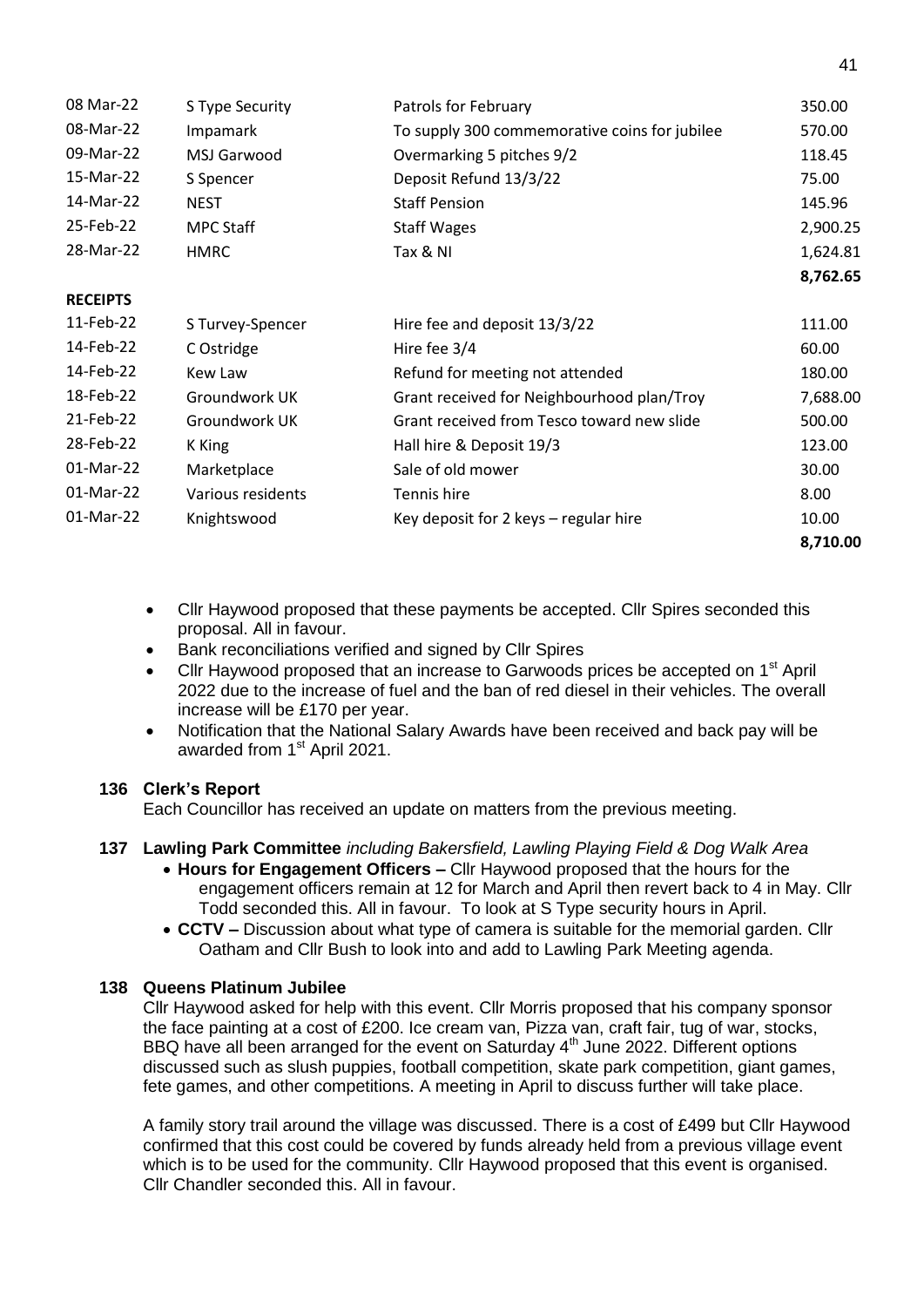| | | | |
|---|---|---|---|
| 08 Mar-22 | S Type Security | Patrols for February | 350.00 |
| 08-Mar-22 | Impamark | To supply 300 commemorative coins for jubilee | 570.00 |
| 09-Mar-22 | MSJ Garwood | Overmarking 5 pitches 9/2 | 118.45 |
| 15-Mar-22 | S Spencer | Deposit Refund 13/3/22 | 75.00 |
| 14-Mar-22 | NEST | Staff Pension | 145.96 |
| 25-Feb-22 | MPC Staff | Staff Wages | 2,900.25 |
| 28-Mar-22 | HMRC | Tax & NI | 1,624.81 |
| | | | **8,762.65** |
| **RECEIPTS** | | | |
| 11-Feb-22 | S Turvey-Spencer | Hire fee and deposit 13/3/22 | 111.00 |
| 14-Feb-22 | C Ostridge | Hire fee 3/4 | 60.00 |
| 14-Feb-22 | Kew Law | Refund for meeting not attended | 180.00 |
| 18-Feb-22 | Groundwork UK | Grant received for Neighbourhood plan/Troy | 7,688.00 |
| 21-Feb-22 | Groundwork UK | Grant received from Tesco toward new slide | 500.00 |
| 28-Feb-22 | K King | Hall hire & Deposit 19/3 | 123.00 |
| 01-Mar-22 | Marketplace | Sale of old mower | 30.00 |
| 01-Mar-22 | Various residents | Tennis hire | 8.00 |
| 01-Mar-22 | Knightswood | Key deposit for 2 keys – regular hire | 10.00 |
| | | | **8,710.00** |

- Cllr Haywood proposed that these payments be accepted. Cllr Spires seconded this proposal. All in favour.
- Bank reconciliations verified and signed by Cllr Spires
- Cllr Haywood proposed that an increase to Garwoods prices be accepted on 1st April 2022 due to the increase of fuel and the ban of red diesel in their vehicles. The overall increase will be £170 per year.
- Notification that the National Salary Awards have been received and back pay will be awarded from 1st April 2021.

### 136 Clerk's Report

Each Councillor has received an update on matters from the previous meeting.

### 137 Lawling Park Committee *including Bakersfield, Lawling Playing Field & Dog Walk Area*

- **Hours for Engagement Officers –** Cllr Haywood proposed that the hours for the engagement officers remain at 12 for March and April then revert back to 4 in May. Cllr Todd seconded this. All in favour. To look at S Type security hours in April.
- **CCTV –** Discussion about what type of camera is suitable for the memorial garden. Cllr Oatham and Cllr Bush to look into and add to Lawling Park Meeting agenda.

### 138 Queens Platinum Jubilee

Cllr Haywood asked for help with this event. Cllr Morris proposed that his company sponsor the face painting at a cost of £200. Ice cream van, Pizza van, craft fair, tug of war, stocks, BBQ have all been arranged for the event on Saturday 4th June 2022. Different options discussed such as slush puppies, football competition, skate park competition, giant games, fete games, and other competitions. A meeting in April to discuss further will take place.

A family story trail around the village was discussed. There is a cost of £499 but Cllr Haywood confirmed that this cost could be covered by funds already held from a previous village event which is to be used for the community. Cllr Haywood proposed that this event is organised. Cllr Chandler seconded this. All in favour.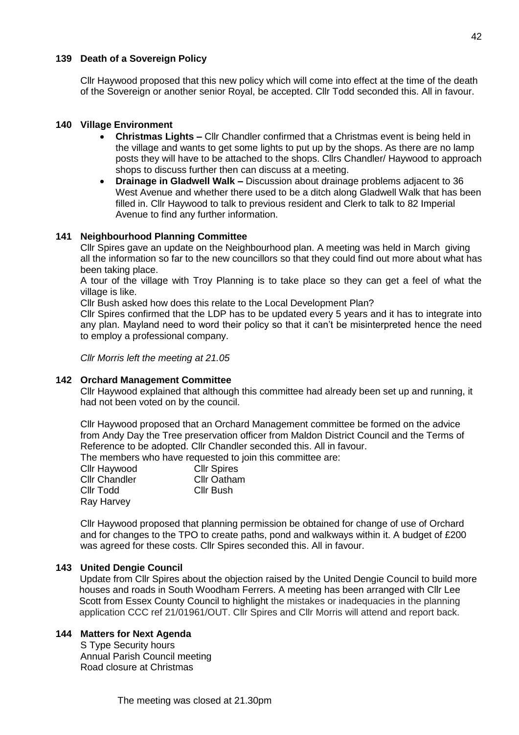**139 Death of a Sovereign Policy**

Cllr Haywood proposed that this new policy which will come into effect at the time of the death of the Sovereign or another senior Royal, be accepted. Cllr Todd seconded this. All in favour.

**140 Village Environment**

- **Christmas Lights –** Cllr Chandler confirmed that a Christmas event is being held in the village and wants to get some lights to put up by the shops. As there are no lamp posts they will have to be attached to the shops. Cllrs Chandler/ Haywood to approach shops to discuss further then can discuss at a meeting.
- **Drainage in Gladwell Walk –** Discussion about drainage problems adjacent to 36 West Avenue and whether there used to be a ditch along Gladwell Walk that has been filled in. Cllr Haywood to talk to previous resident and Clerk to talk to 82 Imperial Avenue to find any further information.

**141 Neighbourhood Planning Committee**

Cllr Spires gave an update on the Neighbourhood plan. A meeting was held in March giving all the information so far to the new councillors so that they could find out more about what has been taking place.

A tour of the village with Troy Planning is to take place so they can get a feel of what the village is like.

Cllr Bush asked how does this relate to the Local Development Plan?

Cllr Spires confirmed that the LDP has to be updated every 5 years and it has to integrate into any plan. Mayland need to word their policy so that it can't be misinterpreted hence the need to employ a professional company.

*Cllr Morris left the meeting at 21.05*

**142 Orchard Management Committee**

Cllr Haywood explained that although this committee had already been set up and running, it had not been voted on by the council.

Cllr Haywood proposed that an Orchard Management committee be formed on the advice from Andy Day the Tree preservation officer from Maldon District Council and the Terms of Reference to be adopted. Cllr Chandler seconded this. All in favour.

The members who have requested to join this committee are:

| | |
|---|---|
| Cllr Haywood | Cllr Spires |
| Cllr Chandler | Cllr Oatham |
| Cllr Todd | Cllr Bush |
| Ray Harvey | |

Cllr Haywood proposed that planning permission be obtained for change of use of Orchard and for changes to the TPO to create paths, pond and walkways within it. A budget of £200 was agreed for these costs. Cllr Spires seconded this. All in favour.

**143 United Dengie Council**

Update from Cllr Spires about the objection raised by the United Dengie Council to build more houses and roads in South Woodham Ferrers. A meeting has been arranged with Cllr Lee Scott from Essex County Council to highlight the mistakes or inadequacies in the planning application CCC ref 21/01961/OUT. Cllr Spires and Cllr Morris will attend and report back.

**144 Matters for Next Agenda**

S Type Security hours
Annual Parish Council meeting
Road closure at Christmas

The meeting was closed at 21.30pm